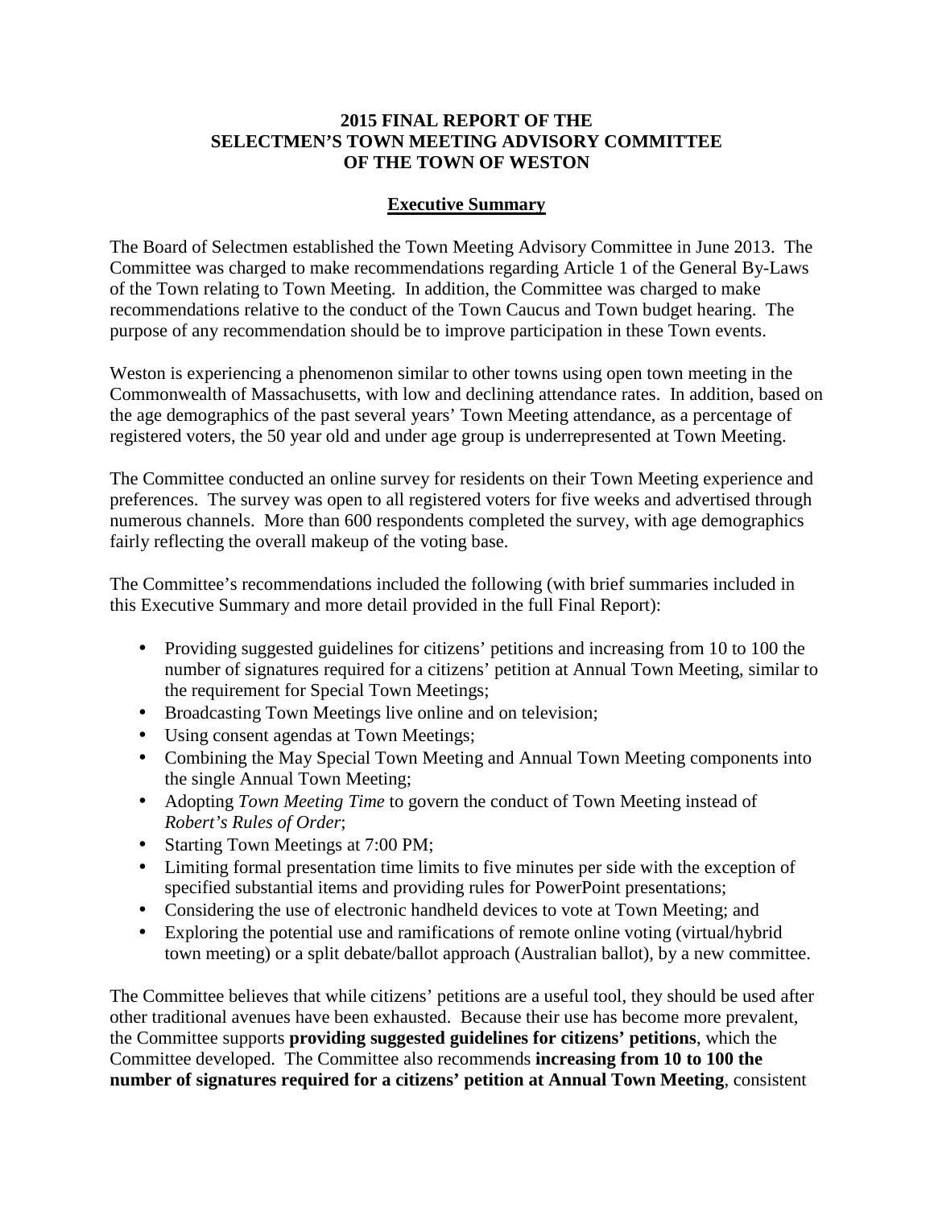# 2015 FINAL REPORT OF THE SELECTMEN'S TOWN MEETING ADVISORY COMMITTEE OF THE TOWN OF WESTON

## Executive Summary

The Board of Selectmen established the Town Meeting Advisory Committee in June 2013. The Committee was charged to make recommendations regarding Article 1 of the General By-Laws of the Town relating to Town Meeting. In addition, the Committee was charged to make recommendations relative to the conduct of the Town Caucus and Town budget hearing. The purpose of any recommendation should be to improve participation in these Town events.

Weston is experiencing a phenomenon similar to other towns using open town meeting in the Commonwealth of Massachusetts, with low and declining attendance rates. In addition, based on the age demographics of the past several years' Town Meeting attendance, as a percentage of registered voters, the 50 year old and under age group is underrepresented at Town Meeting.

The Committee conducted an online survey for residents on their Town Meeting experience and preferences. The survey was open to all registered voters for five weeks and advertised through numerous channels. More than 600 respondents completed the survey, with age demographics fairly reflecting the overall makeup of the voting base.

The Committee's recommendations included the following (with brief summaries included in this Executive Summary and more detail provided in the full Final Report):

- Providing suggested guidelines for citizens' petitions and increasing from 10 to 100 the number of signatures required for a citizens' petition at Annual Town Meeting, similar to the requirement for Special Town Meetings;
- Broadcasting Town Meetings live online and on television;
- Using consent agendas at Town Meetings;
- Combining the May Special Town Meeting and Annual Town Meeting components into the single Annual Town Meeting;
- Adopting *Town Meeting Time* to govern the conduct of Town Meeting instead of *Robert's Rules of Order*;
- Starting Town Meetings at 7:00 PM;
- Limiting formal presentation time limits to five minutes per side with the exception of specified substantial items and providing rules for PowerPoint presentations;
- Considering the use of electronic handheld devices to vote at Town Meeting; and
- Exploring the potential use and ramifications of remote online voting (virtual/hybrid town meeting) or a split debate/ballot approach (Australian ballot), by a new committee.

The Committee believes that while citizens' petitions are a useful tool, they should be used after other traditional avenues have been exhausted. Because their use has become more prevalent, the Committee supports **providing suggested guidelines for citizens' petitions**, which the Committee developed. The Committee also recommends **increasing from 10 to 100 the number of signatures required for a citizens' petition at Annual Town Meeting**, consistent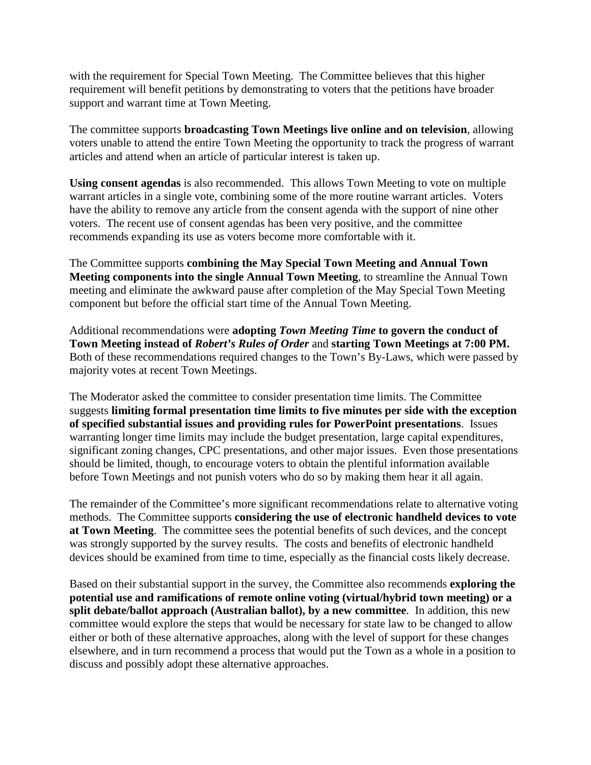with the requirement for Special Town Meeting. The Committee believes that this higher requirement will benefit petitions by demonstrating to voters that the petitions have broader support and warrant time at Town Meeting.

The committee supports **broadcasting Town Meetings live online and on television**, allowing voters unable to attend the entire Town Meeting the opportunity to track the progress of warrant articles and attend when an article of particular interest is taken up.

**Using consent agendas** is also recommended. This allows Town Meeting to vote on multiple warrant articles in a single vote, combining some of the more routine warrant articles. Voters have the ability to remove any article from the consent agenda with the support of nine other voters. The recent use of consent agendas has been very positive, and the committee recommends expanding its use as voters become more comfortable with it.

The Committee supports **combining the May Special Town Meeting and Annual Town Meeting components into the single Annual Town Meeting**, to streamline the Annual Town meeting and eliminate the awkward pause after completion of the May Special Town Meeting component but before the official start time of the Annual Town Meeting.

Additional recommendations were **adopting *Town Meeting Time* to govern the conduct of Town Meeting instead of *Robert's Rules of Order*** and **starting Town Meetings at 7:00 PM.** Both of these recommendations required changes to the Town's By-Laws, which were passed by majority votes at recent Town Meetings.

The Moderator asked the committee to consider presentation time limits. The Committee suggests **limiting formal presentation time limits to five minutes per side with the exception of specified substantial issues and providing rules for PowerPoint presentations**. Issues warranting longer time limits may include the budget presentation, large capital expenditures, significant zoning changes, CPC presentations, and other major issues. Even those presentations should be limited, though, to encourage voters to obtain the plentiful information available before Town Meetings and not punish voters who do so by making them hear it all again.

The remainder of the Committee's more significant recommendations relate to alternative voting methods. The Committee supports **considering the use of electronic handheld devices to vote at Town Meeting**. The committee sees the potential benefits of such devices, and the concept was strongly supported by the survey results. The costs and benefits of electronic handheld devices should be examined from time to time, especially as the financial costs likely decrease.

Based on their substantial support in the survey, the Committee also recommends **exploring the potential use and ramifications of remote online voting (virtual/hybrid town meeting) or a split debate/ballot approach (Australian ballot), by a new committee**. In addition, this new committee would explore the steps that would be necessary for state law to be changed to allow either or both of these alternative approaches, along with the level of support for these changes elsewhere, and in turn recommend a process that would put the Town as a whole in a position to discuss and possibly adopt these alternative approaches.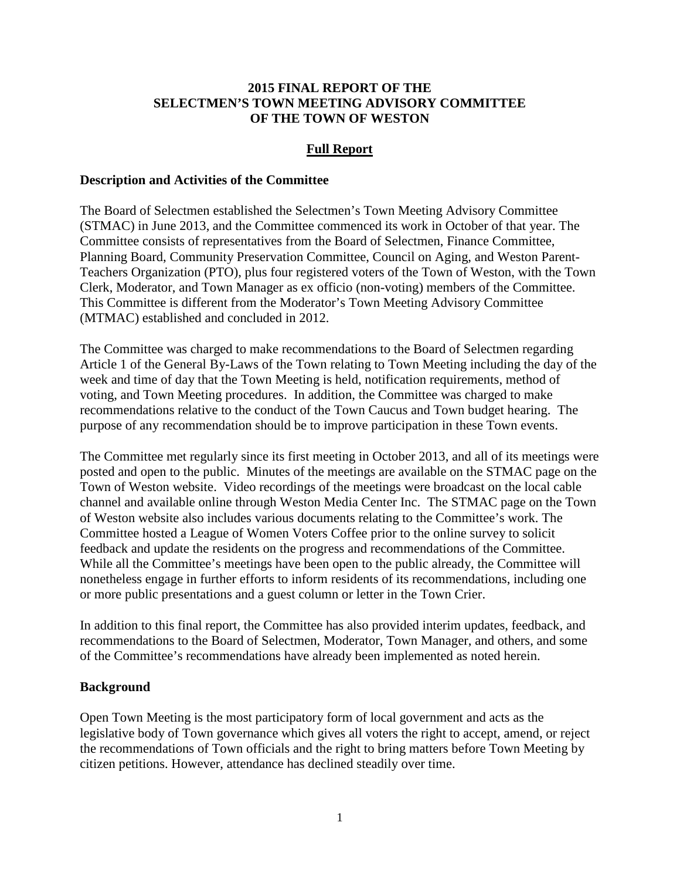**2015 FINAL REPORT OF THE SELECTMEN'S TOWN MEETING ADVISORY COMMITTEE OF THE TOWN OF WESTON**

## Full Report

### Description and Activities of the Committee

The Board of Selectmen established the Selectmen's Town Meeting Advisory Committee (STMAC) in June 2013, and the Committee commenced its work in October of that year. The Committee consists of representatives from the Board of Selectmen, Finance Committee, Planning Board, Community Preservation Committee, Council on Aging, and Weston Parent-Teachers Organization (PTO), plus four registered voters of the Town of Weston, with the Town Clerk, Moderator, and Town Manager as ex officio (non-voting) members of the Committee. This Committee is different from the Moderator's Town Meeting Advisory Committee (MTMAC) established and concluded in 2012.

The Committee was charged to make recommendations to the Board of Selectmen regarding Article 1 of the General By-Laws of the Town relating to Town Meeting including the day of the week and time of day that the Town Meeting is held, notification requirements, method of voting, and Town Meeting procedures. In addition, the Committee was charged to make recommendations relative to the conduct of the Town Caucus and Town budget hearing. The purpose of any recommendation should be to improve participation in these Town events.

The Committee met regularly since its first meeting in October 2013, and all of its meetings were posted and open to the public. Minutes of the meetings are available on the STMAC page on the Town of Weston website. Video recordings of the meetings were broadcast on the local cable channel and available online through Weston Media Center Inc. The STMAC page on the Town of Weston website also includes various documents relating to the Committee's work. The Committee hosted a League of Women Voters Coffee prior to the online survey to solicit feedback and update the residents on the progress and recommendations of the Committee. While all the Committee's meetings have been open to the public already, the Committee will nonetheless engage in further efforts to inform residents of its recommendations, including one or more public presentations and a guest column or letter in the Town Crier.

In addition to this final report, the Committee has also provided interim updates, feedback, and recommendations to the Board of Selectmen, Moderator, Town Manager, and others, and some of the Committee's recommendations have already been implemented as noted herein.

### Background

Open Town Meeting is the most participatory form of local government and acts as the legislative body of Town governance which gives all voters the right to accept, amend, or reject the recommendations of Town officials and the right to bring matters before Town Meeting by citizen petitions. However, attendance has declined steadily over time.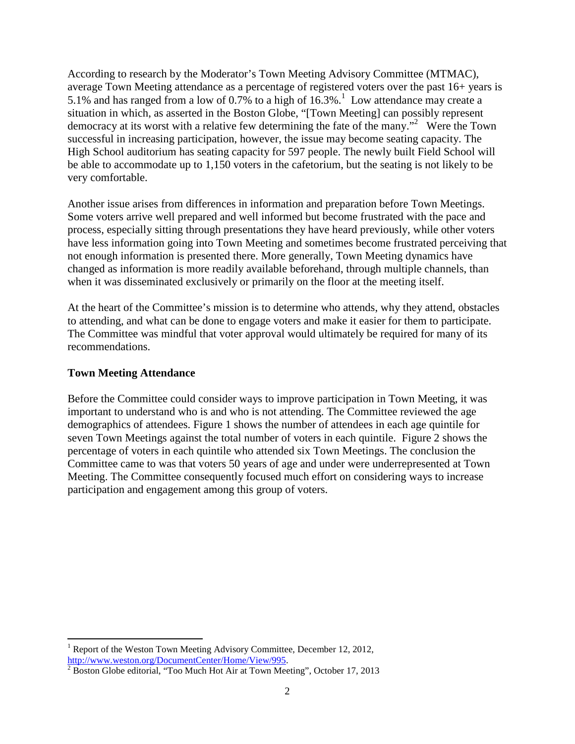According to research by the Moderator's Town Meeting Advisory Committee (MTMAC), average Town Meeting attendance as a percentage of registered voters over the past 16+ years is 5.1% and has ranged from a low of 0.7% to a high of 16.3%.[1] Low attendance may create a situation in which, as asserted in the Boston Globe, "[Town Meeting] can possibly represent democracy at its worst with a relative few determining the fate of the many."[2] Were the Town successful in increasing participation, however, the issue may become seating capacity. The High School auditorium has seating capacity for 597 people. The newly built Field School will be able to accommodate up to 1,150 voters in the cafetorium, but the seating is not likely to be very comfortable.

Another issue arises from differences in information and preparation before Town Meetings. Some voters arrive well prepared and well informed but become frustrated with the pace and process, especially sitting through presentations they have heard previously, while other voters have less information going into Town Meeting and sometimes become frustrated perceiving that not enough information is presented there. More generally, Town Meeting dynamics have changed as information is more readily available beforehand, through multiple channels, than when it was disseminated exclusively or primarily on the floor at the meeting itself.

At the heart of the Committee's mission is to determine who attends, why they attend, obstacles to attending, and what can be done to engage voters and make it easier for them to participate. The Committee was mindful that voter approval would ultimately be required for many of its recommendations.

**Town Meeting Attendance**

Before the Committee could consider ways to improve participation in Town Meeting, it was important to understand who is and who is not attending. The Committee reviewed the age demographics of attendees. Figure 1 shows the number of attendees in each age quintile for seven Town Meetings against the total number of voters in each quintile. Figure 2 shows the percentage of voters in each quintile who attended six Town Meetings. The conclusion the Committee came to was that voters 50 years of age and under were underrepresented at Town Meeting. The Committee consequently focused much effort on considering ways to increase participation and engagement among this group of voters.

---

[1] Report of the Weston Town Meeting Advisory Committee, December 12, 2012, http://www.weston.org/DocumentCenter/Home/View/995.

[2] Boston Globe editorial, "Too Much Hot Air at Town Meeting", October 17, 2013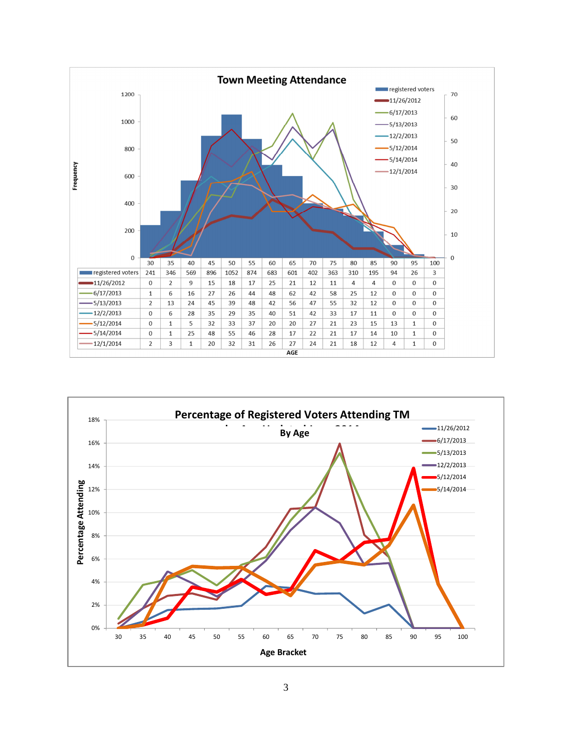## Town Meeting Attendance

| AGE | 30 | 35 | 40 | 45 | 50 | 55 | 60 | 65 | 70 | 75 | 80 | 85 | 90 | 95 | 100 |
|---|---|---|---|---|---|---|---|---|---|---|---|---|---|---|---|
| registered voters | 241 | 346 | 569 | 896 | 1052 | 874 | 683 | 601 | 402 | 363 | 310 | 195 | 94 | 26 | 3 |
| 11/26/2012 | 0 | 2 | 9 | 15 | 18 | 17 | 25 | 21 | 12 | 11 | 4 | 4 | 0 | 0 | 0 |
| 6/17/2013 | 1 | 6 | 16 | 27 | 26 | 44 | 48 | 62 | 42 | 58 | 25 | 12 | 0 | 0 | 0 |
| 5/13/2013 | 2 | 13 | 24 | 45 | 39 | 48 | 42 | 56 | 47 | 55 | 32 | 12 | 0 | 0 | 0 |
| 12/2/2013 | 0 | 6 | 28 | 35 | 29 | 35 | 40 | 51 | 42 | 33 | 17 | 11 | 0 | 0 | 0 |
| 5/12/2014 | 0 | 1 | 5 | 32 | 33 | 37 | 20 | 20 | 27 | 21 | 23 | 15 | 13 | 1 | 0 |
| 5/14/2014 | 0 | 1 | 25 | 48 | 55 | 46 | 28 | 17 | 22 | 21 | 17 | 14 | 10 | 1 | 0 |
| 12/1/2014 | 2 | 3 | 1 | 20 | 32 | 31 | 26 | 27 | 24 | 21 | 18 | 12 | 4 | 1 | 0 |

## Percentage of Registered Voters Attending TM By Age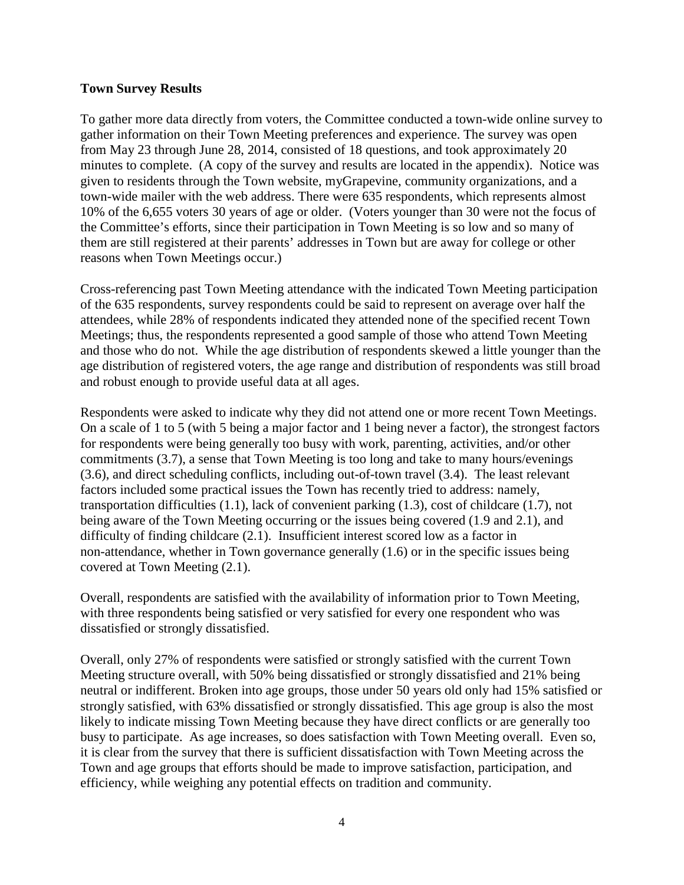**Town Survey Results**

To gather more data directly from voters, the Committee conducted a town-wide online survey to gather information on their Town Meeting preferences and experience. The survey was open from May 23 through June 28, 2014, consisted of 18 questions, and took approximately 20 minutes to complete. (A copy of the survey and results are located in the appendix). Notice was given to residents through the Town website, myGrapevine, community organizations, and a town-wide mailer with the web address. There were 635 respondents, which represents almost 10% of the 6,655 voters 30 years of age or older. (Voters younger than 30 were not the focus of the Committee's efforts, since their participation in Town Meeting is so low and so many of them are still registered at their parents' addresses in Town but are away for college or other reasons when Town Meetings occur.)

Cross-referencing past Town Meeting attendance with the indicated Town Meeting participation of the 635 respondents, survey respondents could be said to represent on average over half the attendees, while 28% of respondents indicated they attended none of the specified recent Town Meetings; thus, the respondents represented a good sample of those who attend Town Meeting and those who do not. While the age distribution of respondents skewed a little younger than the age distribution of registered voters, the age range and distribution of respondents was still broad and robust enough to provide useful data at all ages.

Respondents were asked to indicate why they did not attend one or more recent Town Meetings. On a scale of 1 to 5 (with 5 being a major factor and 1 being never a factor), the strongest factors for respondents were being generally too busy with work, parenting, activities, and/or other commitments (3.7), a sense that Town Meeting is too long and take to many hours/evenings (3.6), and direct scheduling conflicts, including out-of-town travel (3.4). The least relevant factors included some practical issues the Town has recently tried to address: namely, transportation difficulties (1.1), lack of convenient parking (1.3), cost of childcare (1.7), not being aware of the Town Meeting occurring or the issues being covered (1.9 and 2.1), and difficulty of finding childcare (2.1). Insufficient interest scored low as a factor in non-attendance, whether in Town governance generally (1.6) or in the specific issues being covered at Town Meeting (2.1).

Overall, respondents are satisfied with the availability of information prior to Town Meeting, with three respondents being satisfied or very satisfied for every one respondent who was dissatisfied or strongly dissatisfied.

Overall, only 27% of respondents were satisfied or strongly satisfied with the current Town Meeting structure overall, with 50% being dissatisfied or strongly dissatisfied and 21% being neutral or indifferent. Broken into age groups, those under 50 years old only had 15% satisfied or strongly satisfied, with 63% dissatisfied or strongly dissatisfied. This age group is also the most likely to indicate missing Town Meeting because they have direct conflicts or are generally too busy to participate. As age increases, so does satisfaction with Town Meeting overall. Even so, it is clear from the survey that there is sufficient dissatisfaction with Town Meeting across the Town and age groups that efforts should be made to improve satisfaction, participation, and efficiency, while weighing any potential effects on tradition and community.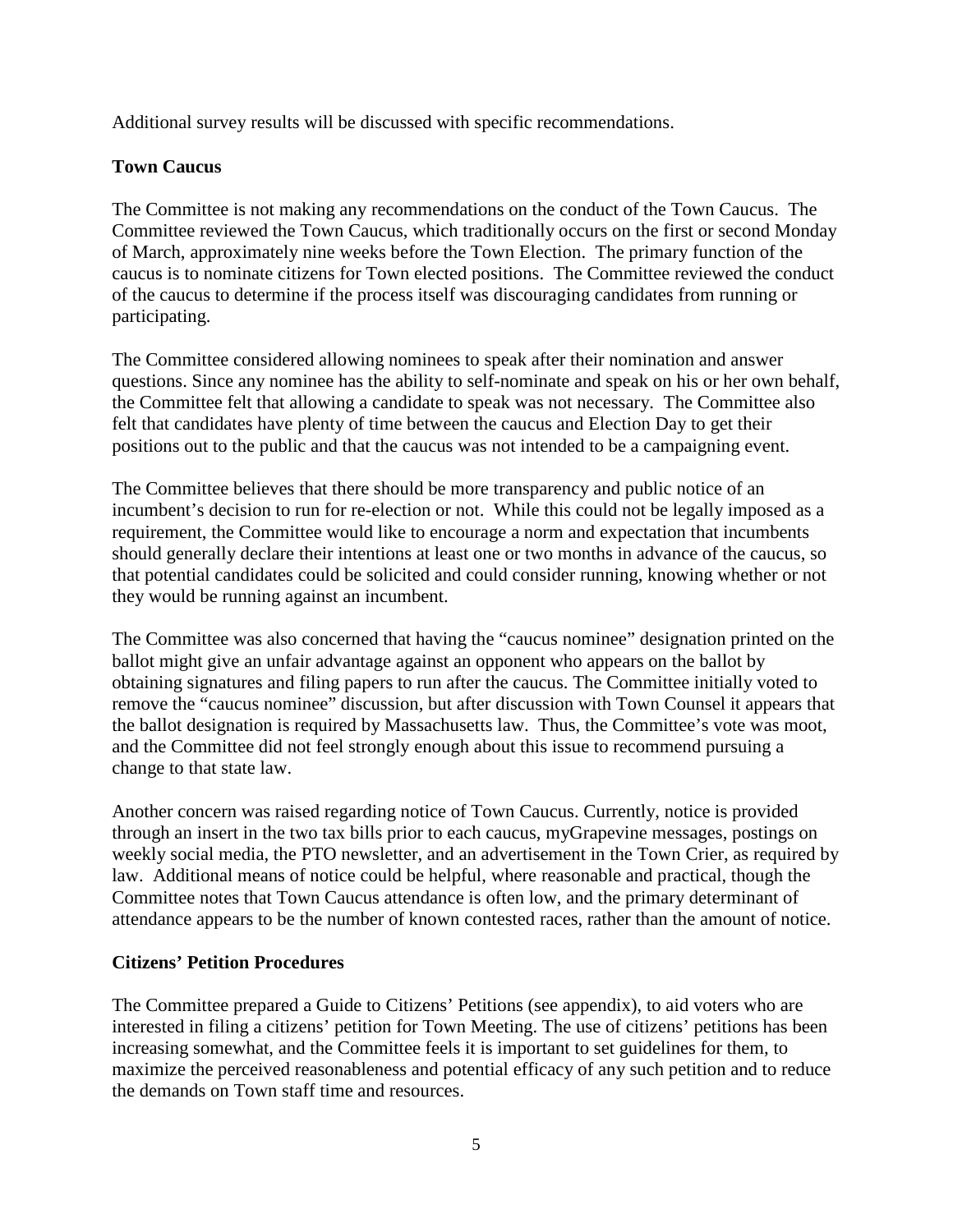Additional survey results will be discussed with specific recommendations.

## Town Caucus

The Committee is not making any recommendations on the conduct of the Town Caucus. The Committee reviewed the Town Caucus, which traditionally occurs on the first or second Monday of March, approximately nine weeks before the Town Election. The primary function of the caucus is to nominate citizens for Town elected positions. The Committee reviewed the conduct of the caucus to determine if the process itself was discouraging candidates from running or participating.

The Committee considered allowing nominees to speak after their nomination and answer questions. Since any nominee has the ability to self-nominate and speak on his or her own behalf, the Committee felt that allowing a candidate to speak was not necessary. The Committee also felt that candidates have plenty of time between the caucus and Election Day to get their positions out to the public and that the caucus was not intended to be a campaigning event.

The Committee believes that there should be more transparency and public notice of an incumbent's decision to run for re-election or not. While this could not be legally imposed as a requirement, the Committee would like to encourage a norm and expectation that incumbents should generally declare their intentions at least one or two months in advance of the caucus, so that potential candidates could be solicited and could consider running, knowing whether or not they would be running against an incumbent.

The Committee was also concerned that having the "caucus nominee" designation printed on the ballot might give an unfair advantage against an opponent who appears on the ballot by obtaining signatures and filing papers to run after the caucus. The Committee initially voted to remove the "caucus nominee" discussion, but after discussion with Town Counsel it appears that the ballot designation is required by Massachusetts law. Thus, the Committee's vote was moot, and the Committee did not feel strongly enough about this issue to recommend pursuing a change to that state law.

Another concern was raised regarding notice of Town Caucus. Currently, notice is provided through an insert in the two tax bills prior to each caucus, myGrapevine messages, postings on weekly social media, the PTO newsletter, and an advertisement in the Town Crier, as required by law. Additional means of notice could be helpful, where reasonable and practical, though the Committee notes that Town Caucus attendance is often low, and the primary determinant of attendance appears to be the number of known contested races, rather than the amount of notice.

## Citizens' Petition Procedures

The Committee prepared a Guide to Citizens' Petitions (see appendix), to aid voters who are interested in filing a citizens' petition for Town Meeting. The use of citizens' petitions has been increasing somewhat, and the Committee feels it is important to set guidelines for them, to maximize the perceived reasonableness and potential efficacy of any such petition and to reduce the demands on Town staff time and resources.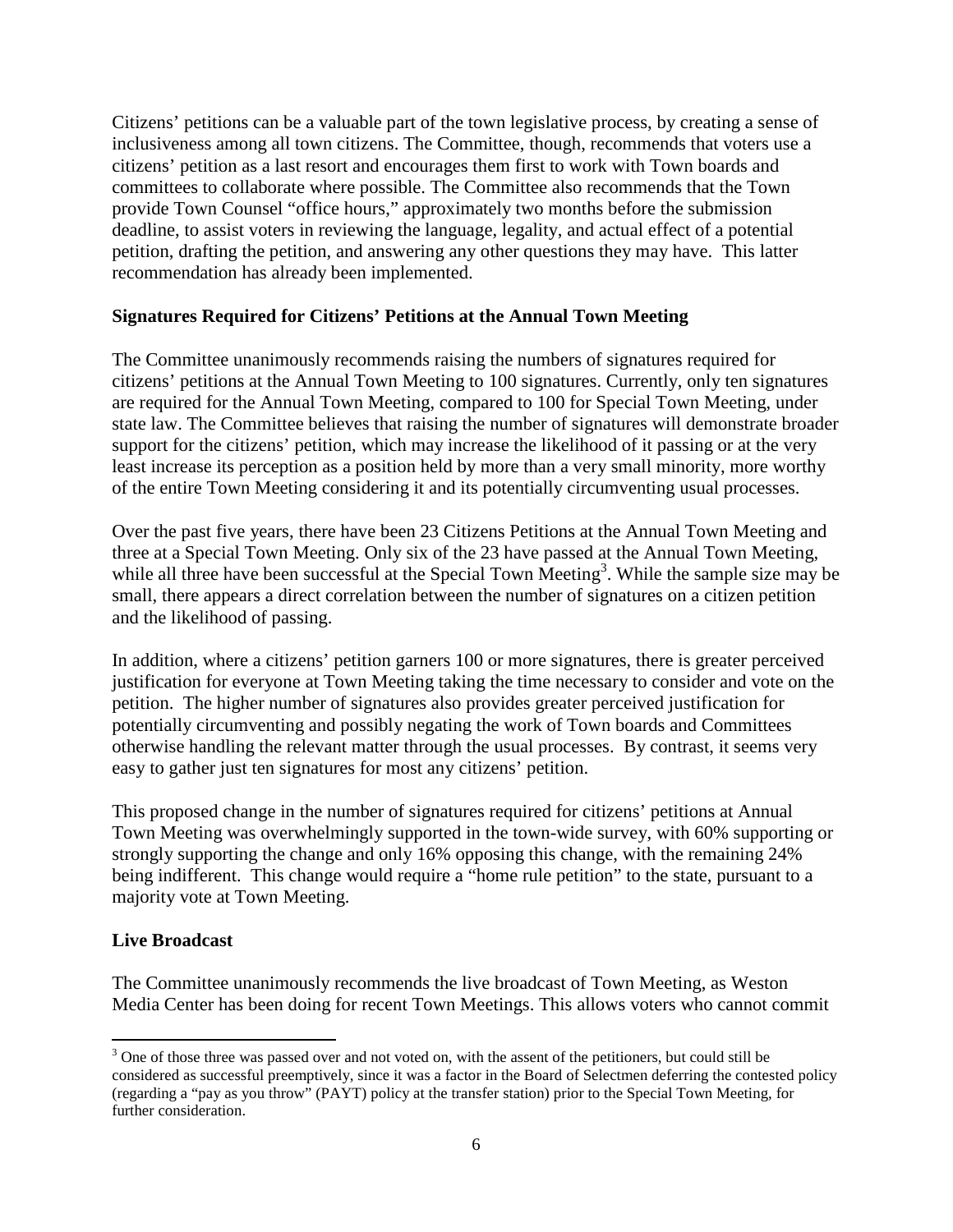Citizens' petitions can be a valuable part of the town legislative process, by creating a sense of inclusiveness among all town citizens. The Committee, though, recommends that voters use a citizens' petition as a last resort and encourages them first to work with Town boards and committees to collaborate where possible. The Committee also recommends that the Town provide Town Counsel "office hours," approximately two months before the submission deadline, to assist voters in reviewing the language, legality, and actual effect of a potential petition, drafting the petition, and answering any other questions they may have. This latter recommendation has already been implemented.

**Signatures Required for Citizens' Petitions at the Annual Town Meeting**

The Committee unanimously recommends raising the numbers of signatures required for citizens' petitions at the Annual Town Meeting to 100 signatures. Currently, only ten signatures are required for the Annual Town Meeting, compared to 100 for Special Town Meeting, under state law. The Committee believes that raising the number of signatures will demonstrate broader support for the citizens' petition, which may increase the likelihood of it passing or at the very least increase its perception as a position held by more than a very small minority, more worthy of the entire Town Meeting considering it and its potentially circumventing usual processes.

Over the past five years, there have been 23 Citizens Petitions at the Annual Town Meeting and three at a Special Town Meeting. Only six of the 23 have passed at the Annual Town Meeting, while all three have been successful at the Special Town Meeting[3]. While the sample size may be small, there appears a direct correlation between the number of signatures on a citizen petition and the likelihood of passing.

In addition, where a citizens' petition garners 100 or more signatures, there is greater perceived justification for everyone at Town Meeting taking the time necessary to consider and vote on the petition. The higher number of signatures also provides greater perceived justification for potentially circumventing and possibly negating the work of Town boards and Committees otherwise handling the relevant matter through the usual processes. By contrast, it seems very easy to gather just ten signatures for most any citizens' petition.

This proposed change in the number of signatures required for citizens' petitions at Annual Town Meeting was overwhelmingly supported in the town-wide survey, with 60% supporting or strongly supporting the change and only 16% opposing this change, with the remaining 24% being indifferent. This change would require a "home rule petition" to the state, pursuant to a majority vote at Town Meeting.

**Live Broadcast**

The Committee unanimously recommends the live broadcast of Town Meeting, as Weston Media Center has been doing for recent Town Meetings. This allows voters who cannot commit

[3] One of those three was passed over and not voted on, with the assent of the petitioners, but could still be considered as successful preemptively, since it was a factor in the Board of Selectmen deferring the contested policy (regarding a "pay as you throw" (PAYT) policy at the transfer station) prior to the Special Town Meeting, for further consideration.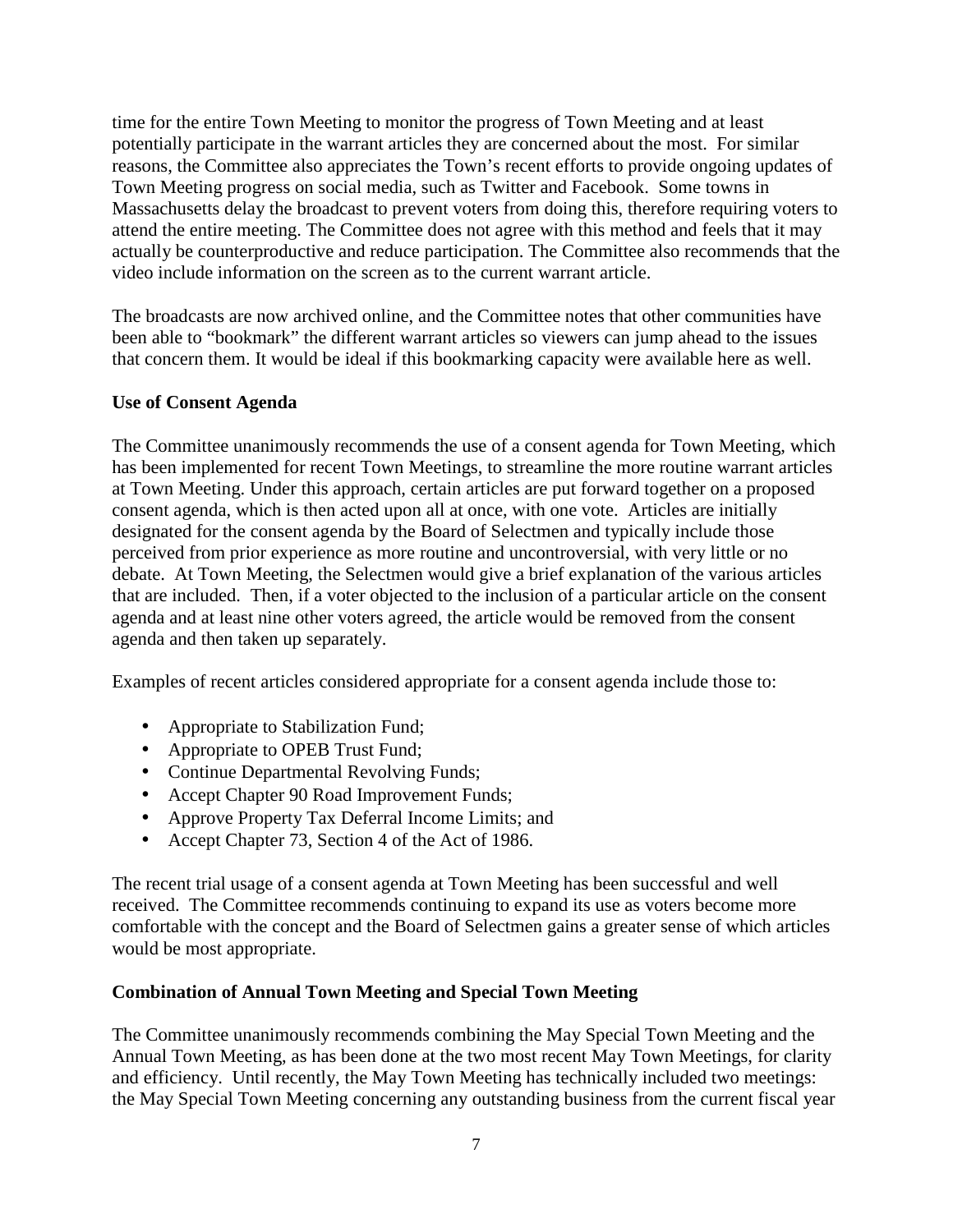time for the entire Town Meeting to monitor the progress of Town Meeting and at least potentially participate in the warrant articles they are concerned about the most. For similar reasons, the Committee also appreciates the Town's recent efforts to provide ongoing updates of Town Meeting progress on social media, such as Twitter and Facebook. Some towns in Massachusetts delay the broadcast to prevent voters from doing this, therefore requiring voters to attend the entire meeting. The Committee does not agree with this method and feels that it may actually be counterproductive and reduce participation. The Committee also recommends that the video include information on the screen as to the current warrant article.

The broadcasts are now archived online, and the Committee notes that other communities have been able to "bookmark" the different warrant articles so viewers can jump ahead to the issues that concern them. It would be ideal if this bookmarking capacity were available here as well.

**Use of Consent Agenda**

The Committee unanimously recommends the use of a consent agenda for Town Meeting, which has been implemented for recent Town Meetings, to streamline the more routine warrant articles at Town Meeting. Under this approach, certain articles are put forward together on a proposed consent agenda, which is then acted upon all at once, with one vote. Articles are initially designated for the consent agenda by the Board of Selectmen and typically include those perceived from prior experience as more routine and uncontroversial, with very little or no debate. At Town Meeting, the Selectmen would give a brief explanation of the various articles that are included. Then, if a voter objected to the inclusion of a particular article on the consent agenda and at least nine other voters agreed, the article would be removed from the consent agenda and then taken up separately.

Examples of recent articles considered appropriate for a consent agenda include those to:

- Appropriate to Stabilization Fund;
- Appropriate to OPEB Trust Fund;
- Continue Departmental Revolving Funds;
- Accept Chapter 90 Road Improvement Funds;
- Approve Property Tax Deferral Income Limits; and
- Accept Chapter 73, Section 4 of the Act of 1986.

The recent trial usage of a consent agenda at Town Meeting has been successful and well received. The Committee recommends continuing to expand its use as voters become more comfortable with the concept and the Board of Selectmen gains a greater sense of which articles would be most appropriate.

**Combination of Annual Town Meeting and Special Town Meeting**

The Committee unanimously recommends combining the May Special Town Meeting and the Annual Town Meeting, as has been done at the two most recent May Town Meetings, for clarity and efficiency. Until recently, the May Town Meeting has technically included two meetings: the May Special Town Meeting concerning any outstanding business from the current fiscal year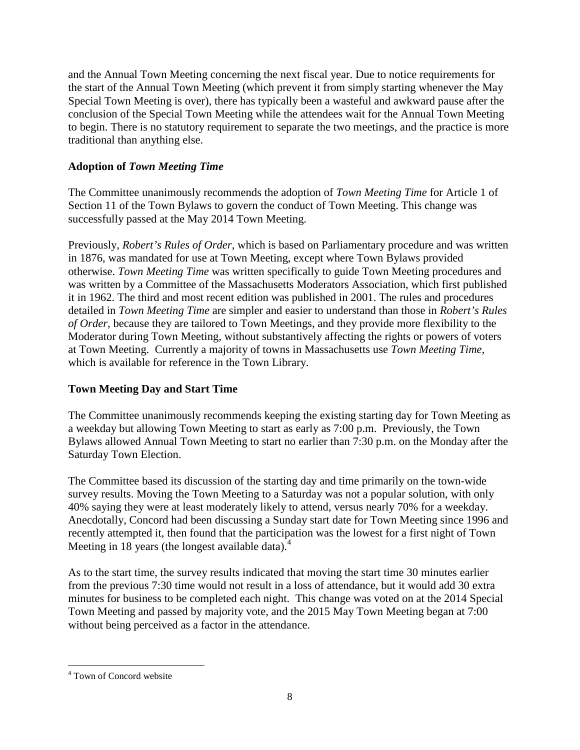and the Annual Town Meeting concerning the next fiscal year. Due to notice requirements for the start of the Annual Town Meeting (which prevent it from simply starting whenever the May Special Town Meeting is over), there has typically been a wasteful and awkward pause after the conclusion of the Special Town Meeting while the attendees wait for the Annual Town Meeting to begin. There is no statutory requirement to separate the two meetings, and the practice is more traditional than anything else.

**Adoption of *Town Meeting Time***

The Committee unanimously recommends the adoption of *Town Meeting Time* for Article 1 of Section 11 of the Town Bylaws to govern the conduct of Town Meeting. This change was successfully passed at the May 2014 Town Meeting.

Previously, *Robert's Rules of Order*, which is based on Parliamentary procedure and was written in 1876, was mandated for use at Town Meeting, except where Town Bylaws provided otherwise. *Town Meeting Time* was written specifically to guide Town Meeting procedures and was written by a Committee of the Massachusetts Moderators Association, which first published it in 1962. The third and most recent edition was published in 2001. The rules and procedures detailed in *Town Meeting Time* are simpler and easier to understand than those in *Robert's Rules of Order*, because they are tailored to Town Meetings, and they provide more flexibility to the Moderator during Town Meeting, without substantively affecting the rights or powers of voters at Town Meeting. Currently a majority of towns in Massachusetts use *Town Meeting Time*, which is available for reference in the Town Library.

**Town Meeting Day and Start Time**

The Committee unanimously recommends keeping the existing starting day for Town Meeting as a weekday but allowing Town Meeting to start as early as 7:00 p.m. Previously, the Town Bylaws allowed Annual Town Meeting to start no earlier than 7:30 p.m. on the Monday after the Saturday Town Election.

The Committee based its discussion of the starting day and time primarily on the town-wide survey results. Moving the Town Meeting to a Saturday was not a popular solution, with only 40% saying they were at least moderately likely to attend, versus nearly 70% for a weekday. Anecdotally, Concord had been discussing a Sunday start date for Town Meeting since 1996 and recently attempted it, then found that the participation was the lowest for a first night of Town Meeting in 18 years (the longest available data).[4]

As to the start time, the survey results indicated that moving the start time 30 minutes earlier from the previous 7:30 time would not result in a loss of attendance, but it would add 30 extra minutes for business to be completed each night. This change was voted on at the 2014 Special Town Meeting and passed by majority vote, and the 2015 May Town Meeting began at 7:00 without being perceived as a factor in the attendance.

[4] Town of Concord website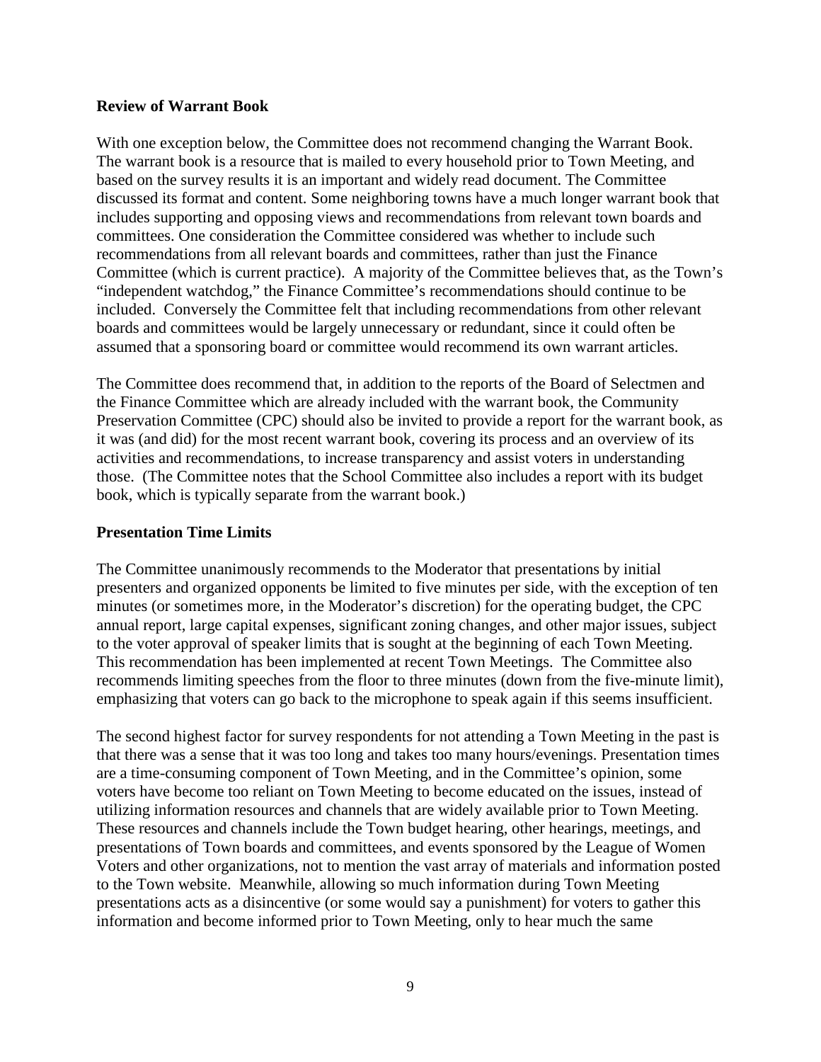**Review of Warrant Book**

With one exception below, the Committee does not recommend changing the Warrant Book. The warrant book is a resource that is mailed to every household prior to Town Meeting, and based on the survey results it is an important and widely read document. The Committee discussed its format and content. Some neighboring towns have a much longer warrant book that includes supporting and opposing views and recommendations from relevant town boards and committees. One consideration the Committee considered was whether to include such recommendations from all relevant boards and committees, rather than just the Finance Committee (which is current practice). A majority of the Committee believes that, as the Town's "independent watchdog," the Finance Committee's recommendations should continue to be included. Conversely the Committee felt that including recommendations from other relevant boards and committees would be largely unnecessary or redundant, since it could often be assumed that a sponsoring board or committee would recommend its own warrant articles.

The Committee does recommend that, in addition to the reports of the Board of Selectmen and the Finance Committee which are already included with the warrant book, the Community Preservation Committee (CPC) should also be invited to provide a report for the warrant book, as it was (and did) for the most recent warrant book, covering its process and an overview of its activities and recommendations, to increase transparency and assist voters in understanding those. (The Committee notes that the School Committee also includes a report with its budget book, which is typically separate from the warrant book.)

**Presentation Time Limits**

The Committee unanimously recommends to the Moderator that presentations by initial presenters and organized opponents be limited to five minutes per side, with the exception of ten minutes (or sometimes more, in the Moderator's discretion) for the operating budget, the CPC annual report, large capital expenses, significant zoning changes, and other major issues, subject to the voter approval of speaker limits that is sought at the beginning of each Town Meeting. This recommendation has been implemented at recent Town Meetings. The Committee also recommends limiting speeches from the floor to three minutes (down from the five-minute limit), emphasizing that voters can go back to the microphone to speak again if this seems insufficient.

The second highest factor for survey respondents for not attending a Town Meeting in the past is that there was a sense that it was too long and takes too many hours/evenings. Presentation times are a time-consuming component of Town Meeting, and in the Committee's opinion, some voters have become too reliant on Town Meeting to become educated on the issues, instead of utilizing information resources and channels that are widely available prior to Town Meeting. These resources and channels include the Town budget hearing, other hearings, meetings, and presentations of Town boards and committees, and events sponsored by the League of Women Voters and other organizations, not to mention the vast array of materials and information posted to the Town website. Meanwhile, allowing so much information during Town Meeting presentations acts as a disincentive (or some would say a punishment) for voters to gather this information and become informed prior to Town Meeting, only to hear much the same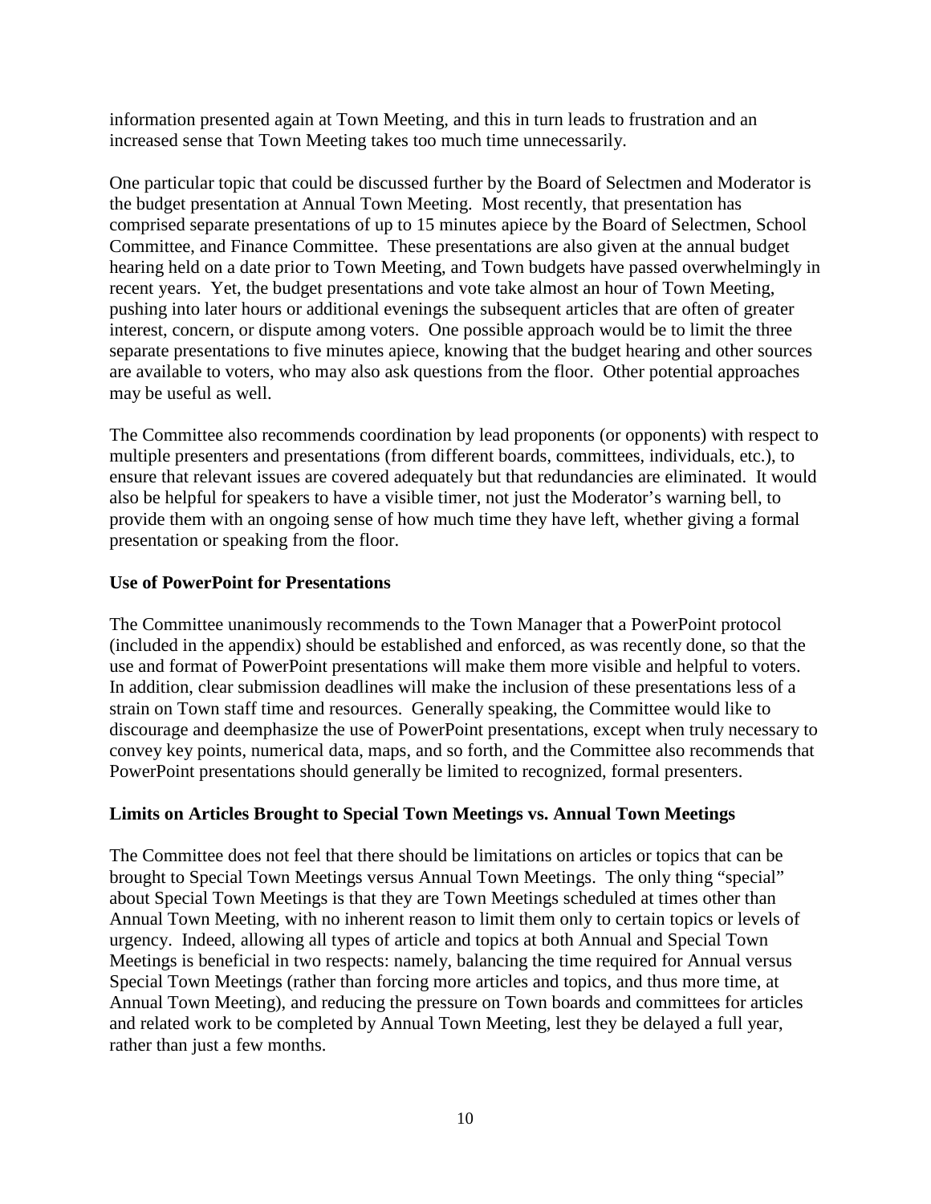information presented again at Town Meeting, and this in turn leads to frustration and an increased sense that Town Meeting takes too much time unnecessarily.

One particular topic that could be discussed further by the Board of Selectmen and Moderator is the budget presentation at Annual Town Meeting. Most recently, that presentation has comprised separate presentations of up to 15 minutes apiece by the Board of Selectmen, School Committee, and Finance Committee. These presentations are also given at the annual budget hearing held on a date prior to Town Meeting, and Town budgets have passed overwhelmingly in recent years. Yet, the budget presentations and vote take almost an hour of Town Meeting, pushing into later hours or additional evenings the subsequent articles that are often of greater interest, concern, or dispute among voters. One possible approach would be to limit the three separate presentations to five minutes apiece, knowing that the budget hearing and other sources are available to voters, who may also ask questions from the floor. Other potential approaches may be useful as well.

The Committee also recommends coordination by lead proponents (or opponents) with respect to multiple presenters and presentations (from different boards, committees, individuals, etc.), to ensure that relevant issues are covered adequately but that redundancies are eliminated. It would also be helpful for speakers to have a visible timer, not just the Moderator's warning bell, to provide them with an ongoing sense of how much time they have left, whether giving a formal presentation or speaking from the floor.

**Use of PowerPoint for Presentations**

The Committee unanimously recommends to the Town Manager that a PowerPoint protocol (included in the appendix) should be established and enforced, as was recently done, so that the use and format of PowerPoint presentations will make them more visible and helpful to voters. In addition, clear submission deadlines will make the inclusion of these presentations less of a strain on Town staff time and resources. Generally speaking, the Committee would like to discourage and deemphasize the use of PowerPoint presentations, except when truly necessary to convey key points, numerical data, maps, and so forth, and the Committee also recommends that PowerPoint presentations should generally be limited to recognized, formal presenters.

**Limits on Articles Brought to Special Town Meetings vs. Annual Town Meetings**

The Committee does not feel that there should be limitations on articles or topics that can be brought to Special Town Meetings versus Annual Town Meetings. The only thing "special" about Special Town Meetings is that they are Town Meetings scheduled at times other than Annual Town Meeting, with no inherent reason to limit them only to certain topics or levels of urgency. Indeed, allowing all types of article and topics at both Annual and Special Town Meetings is beneficial in two respects: namely, balancing the time required for Annual versus Special Town Meetings (rather than forcing more articles and topics, and thus more time, at Annual Town Meeting), and reducing the pressure on Town boards and committees for articles and related work to be completed by Annual Town Meeting, lest they be delayed a full year, rather than just a few months.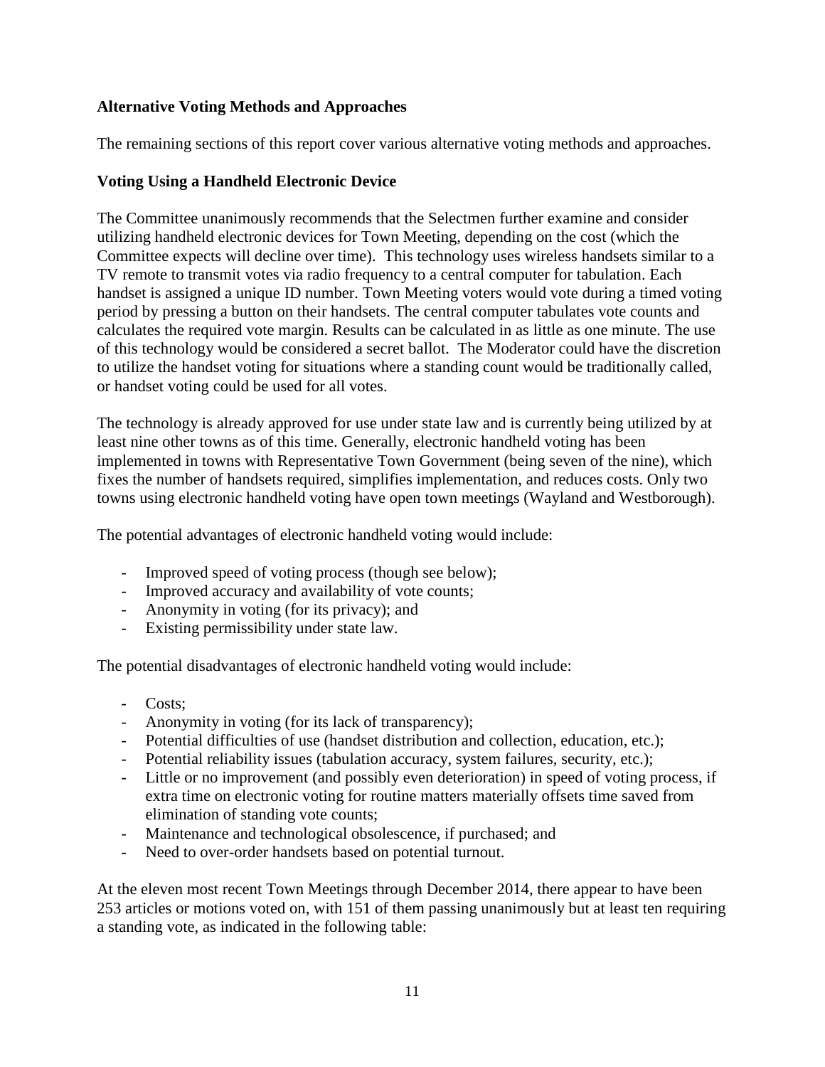**Alternative Voting Methods and Approaches**

The remaining sections of this report cover various alternative voting methods and approaches.

**Voting Using a Handheld Electronic Device**

The Committee unanimously recommends that the Selectmen further examine and consider utilizing handheld electronic devices for Town Meeting, depending on the cost (which the Committee expects will decline over time). This technology uses wireless handsets similar to a TV remote to transmit votes via radio frequency to a central computer for tabulation. Each handset is assigned a unique ID number. Town Meeting voters would vote during a timed voting period by pressing a button on their handsets. The central computer tabulates vote counts and calculates the required vote margin. Results can be calculated in as little as one minute. The use of this technology would be considered a secret ballot. The Moderator could have the discretion to utilize the handset voting for situations where a standing count would be traditionally called, or handset voting could be used for all votes.

The technology is already approved for use under state law and is currently being utilized by at least nine other towns as of this time. Generally, electronic handheld voting has been implemented in towns with Representative Town Government (being seven of the nine), which fixes the number of handsets required, simplifies implementation, and reduces costs. Only two towns using electronic handheld voting have open town meetings (Wayland and Westborough).

The potential advantages of electronic handheld voting would include:

- Improved speed of voting process (though see below);
- Improved accuracy and availability of vote counts;
- Anonymity in voting (for its privacy); and
- Existing permissibility under state law.

The potential disadvantages of electronic handheld voting would include:

- Costs;
- Anonymity in voting (for its lack of transparency);
- Potential difficulties of use (handset distribution and collection, education, etc.);
- Potential reliability issues (tabulation accuracy, system failures, security, etc.);
- Little or no improvement (and possibly even deterioration) in speed of voting process, if extra time on electronic voting for routine matters materially offsets time saved from elimination of standing vote counts;
- Maintenance and technological obsolescence, if purchased; and
- Need to over-order handsets based on potential turnout.

At the eleven most recent Town Meetings through December 2014, there appear to have been 253 articles or motions voted on, with 151 of them passing unanimously but at least ten requiring a standing vote, as indicated in the following table: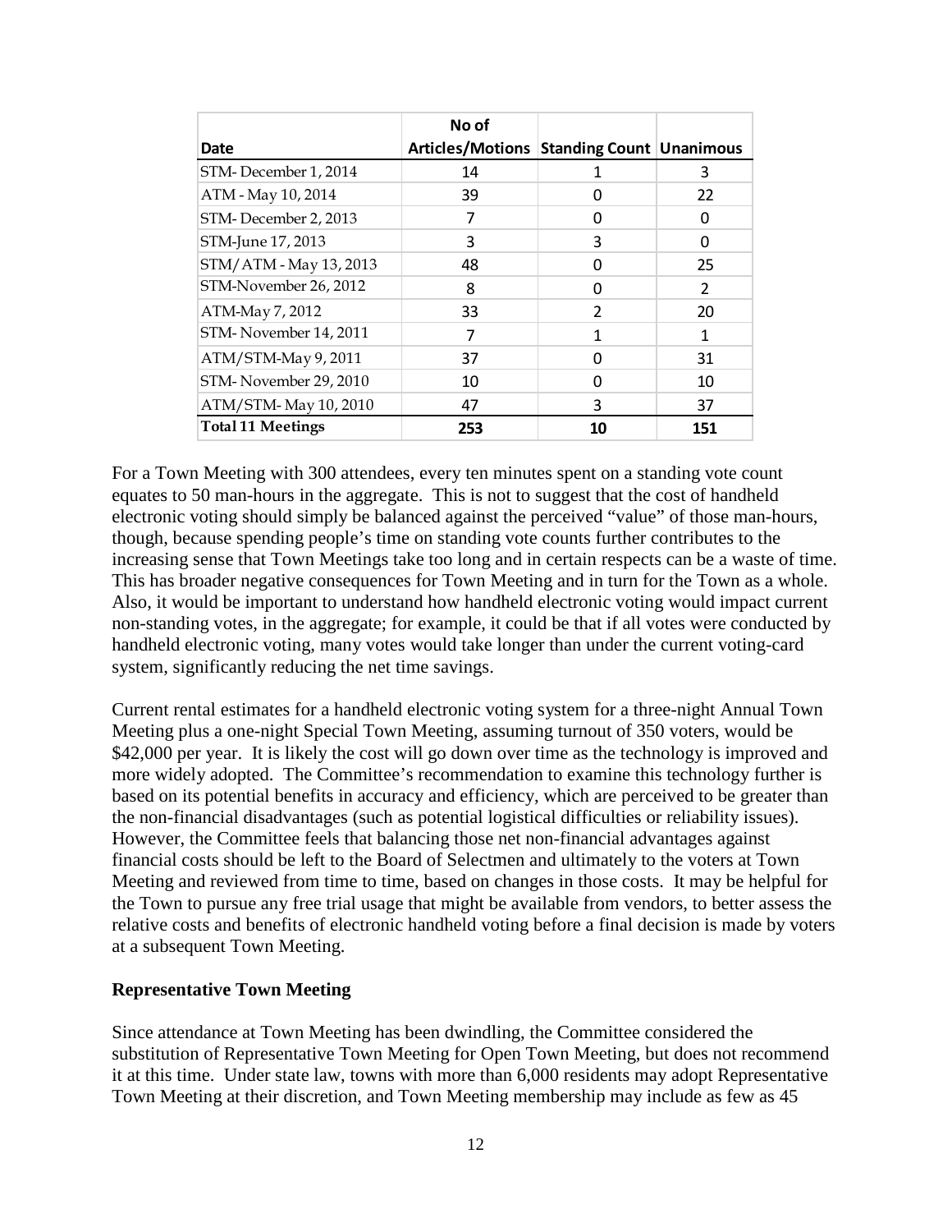| Date | No of Articles/Motions | Standing Count | Unanimous |
|---|---|---|---|
| STM- December 1, 2014 | 14 | 1 | 3 |
| ATM - May 10, 2014 | 39 | 0 | 22 |
| STM- December 2, 2013 | 7 | 0 | 0 |
| STM-June 17, 2013 | 3 | 3 | 0 |
| STM/ATM - May 13, 2013 | 48 | 0 | 25 |
| STM-November 26, 2012 | 8 | 0 | 2 |
| ATM-May 7, 2012 | 33 | 2 | 20 |
| STM- November 14, 2011 | 7 | 1 | 1 |
| ATM/STM-May 9, 2011 | 37 | 0 | 31 |
| STM- November 29, 2010 | 10 | 0 | 10 |
| ATM/STM- May 10, 2010 | 47 | 3 | 37 |
| **Total 11 Meetings** | **253** | **10** | **151** |

For a Town Meeting with 300 attendees, every ten minutes spent on a standing vote count equates to 50 man-hours in the aggregate. This is not to suggest that the cost of handheld electronic voting should simply be balanced against the perceived "value" of those man-hours, though, because spending people's time on standing vote counts further contributes to the increasing sense that Town Meetings take too long and in certain respects can be a waste of time. This has broader negative consequences for Town Meeting and in turn for the Town as a whole. Also, it would be important to understand how handheld electronic voting would impact current non-standing votes, in the aggregate; for example, it could be that if all votes were conducted by handheld electronic voting, many votes would take longer than under the current voting-card system, significantly reducing the net time savings.

Current rental estimates for a handheld electronic voting system for a three-night Annual Town Meeting plus a one-night Special Town Meeting, assuming turnout of 350 voters, would be $42,000 per year. It is likely the cost will go down over time as the technology is improved and more widely adopted. The Committee's recommendation to examine this technology further is based on its potential benefits in accuracy and efficiency, which are perceived to be greater than the non-financial disadvantages (such as potential logistical difficulties or reliability issues). However, the Committee feels that balancing those net non-financial advantages against financial costs should be left to the Board of Selectmen and ultimately to the voters at Town Meeting and reviewed from time to time, based on changes in those costs. It may be helpful for the Town to pursue any free trial usage that might be available from vendors, to better assess the relative costs and benefits of electronic handheld voting before a final decision is made by voters at a subsequent Town Meeting.

**Representative Town Meeting**

Since attendance at Town Meeting has been dwindling, the Committee considered the substitution of Representative Town Meeting for Open Town Meeting, but does not recommend it at this time. Under state law, towns with more than 6,000 residents may adopt Representative Town Meeting at their discretion, and Town Meeting membership may include as few as 45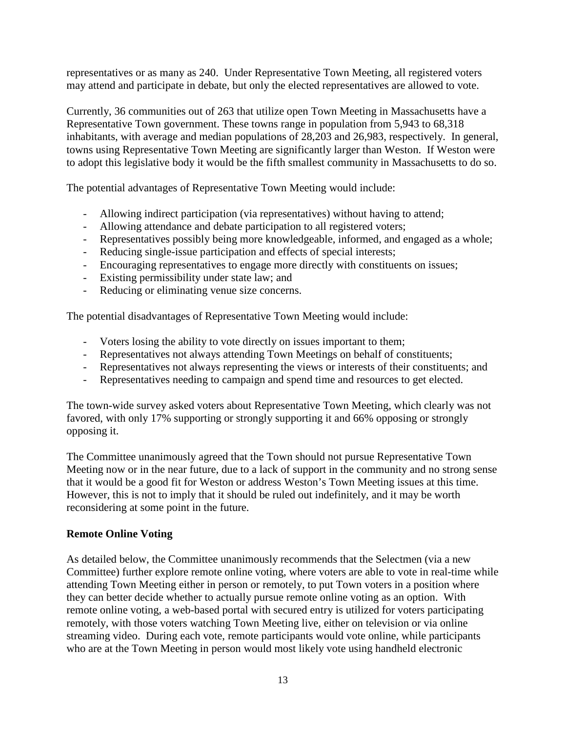representatives or as many as 240. Under Representative Town Meeting, all registered voters may attend and participate in debate, but only the elected representatives are allowed to vote.

Currently, 36 communities out of 263 that utilize open Town Meeting in Massachusetts have a Representative Town government. These towns range in population from 5,943 to 68,318 inhabitants, with average and median populations of 28,203 and 26,983, respectively. In general, towns using Representative Town Meeting are significantly larger than Weston. If Weston were to adopt this legislative body it would be the fifth smallest community in Massachusetts to do so.

The potential advantages of Representative Town Meeting would include:

- Allowing indirect participation (via representatives) without having to attend;
- Allowing attendance and debate participation to all registered voters;
- Representatives possibly being more knowledgeable, informed, and engaged as a whole;
- Reducing single-issue participation and effects of special interests;
- Encouraging representatives to engage more directly with constituents on issues;
- Existing permissibility under state law; and
- Reducing or eliminating venue size concerns.

The potential disadvantages of Representative Town Meeting would include:

- Voters losing the ability to vote directly on issues important to them;
- Representatives not always attending Town Meetings on behalf of constituents;
- Representatives not always representing the views or interests of their constituents; and
- Representatives needing to campaign and spend time and resources to get elected.

The town-wide survey asked voters about Representative Town Meeting, which clearly was not favored, with only 17% supporting or strongly supporting it and 66% opposing or strongly opposing it.

The Committee unanimously agreed that the Town should not pursue Representative Town Meeting now or in the near future, due to a lack of support in the community and no strong sense that it would be a good fit for Weston or address Weston's Town Meeting issues at this time. However, this is not to imply that it should be ruled out indefinitely, and it may be worth reconsidering at some point in the future.

**Remote Online Voting**

As detailed below, the Committee unanimously recommends that the Selectmen (via a new Committee) further explore remote online voting, where voters are able to vote in real-time while attending Town Meeting either in person or remotely, to put Town voters in a position where they can better decide whether to actually pursue remote online voting as an option. With remote online voting, a web-based portal with secured entry is utilized for voters participating remotely, with those voters watching Town Meeting live, either on television or via online streaming video. During each vote, remote participants would vote online, while participants who are at the Town Meeting in person would most likely vote using handheld electronic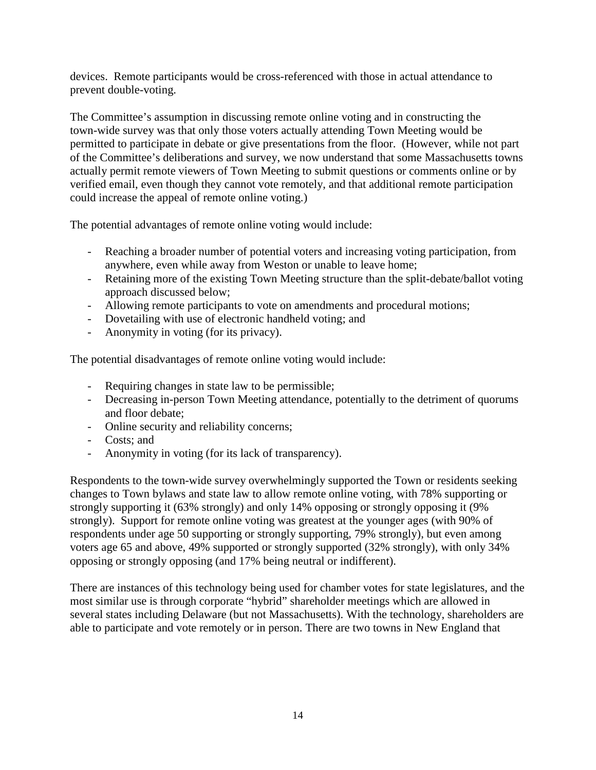devices. Remote participants would be cross-referenced with those in actual attendance to prevent double-voting.

The Committee's assumption in discussing remote online voting and in constructing the town-wide survey was that only those voters actually attending Town Meeting would be permitted to participate in debate or give presentations from the floor. (However, while not part of the Committee's deliberations and survey, we now understand that some Massachusetts towns actually permit remote viewers of Town Meeting to submit questions or comments online or by verified email, even though they cannot vote remotely, and that additional remote participation could increase the appeal of remote online voting.)

The potential advantages of remote online voting would include:

- Reaching a broader number of potential voters and increasing voting participation, from anywhere, even while away from Weston or unable to leave home;
- Retaining more of the existing Town Meeting structure than the split-debate/ballot voting approach discussed below;
- Allowing remote participants to vote on amendments and procedural motions;
- Dovetailing with use of electronic handheld voting; and
- Anonymity in voting (for its privacy).

The potential disadvantages of remote online voting would include:

- Requiring changes in state law to be permissible;
- Decreasing in-person Town Meeting attendance, potentially to the detriment of quorums and floor debate;
- Online security and reliability concerns;
- Costs; and
- Anonymity in voting (for its lack of transparency).

Respondents to the town-wide survey overwhelmingly supported the Town or residents seeking changes to Town bylaws and state law to allow remote online voting, with 78% supporting or strongly supporting it (63% strongly) and only 14% opposing or strongly opposing it (9% strongly). Support for remote online voting was greatest at the younger ages (with 90% of respondents under age 50 supporting or strongly supporting, 79% strongly), but even among voters age 65 and above, 49% supported or strongly supported (32% strongly), with only 34% opposing or strongly opposing (and 17% being neutral or indifferent).

There are instances of this technology being used for chamber votes for state legislatures, and the most similar use is through corporate "hybrid" shareholder meetings which are allowed in several states including Delaware (but not Massachusetts). With the technology, shareholders are able to participate and vote remotely or in person. There are two towns in New England that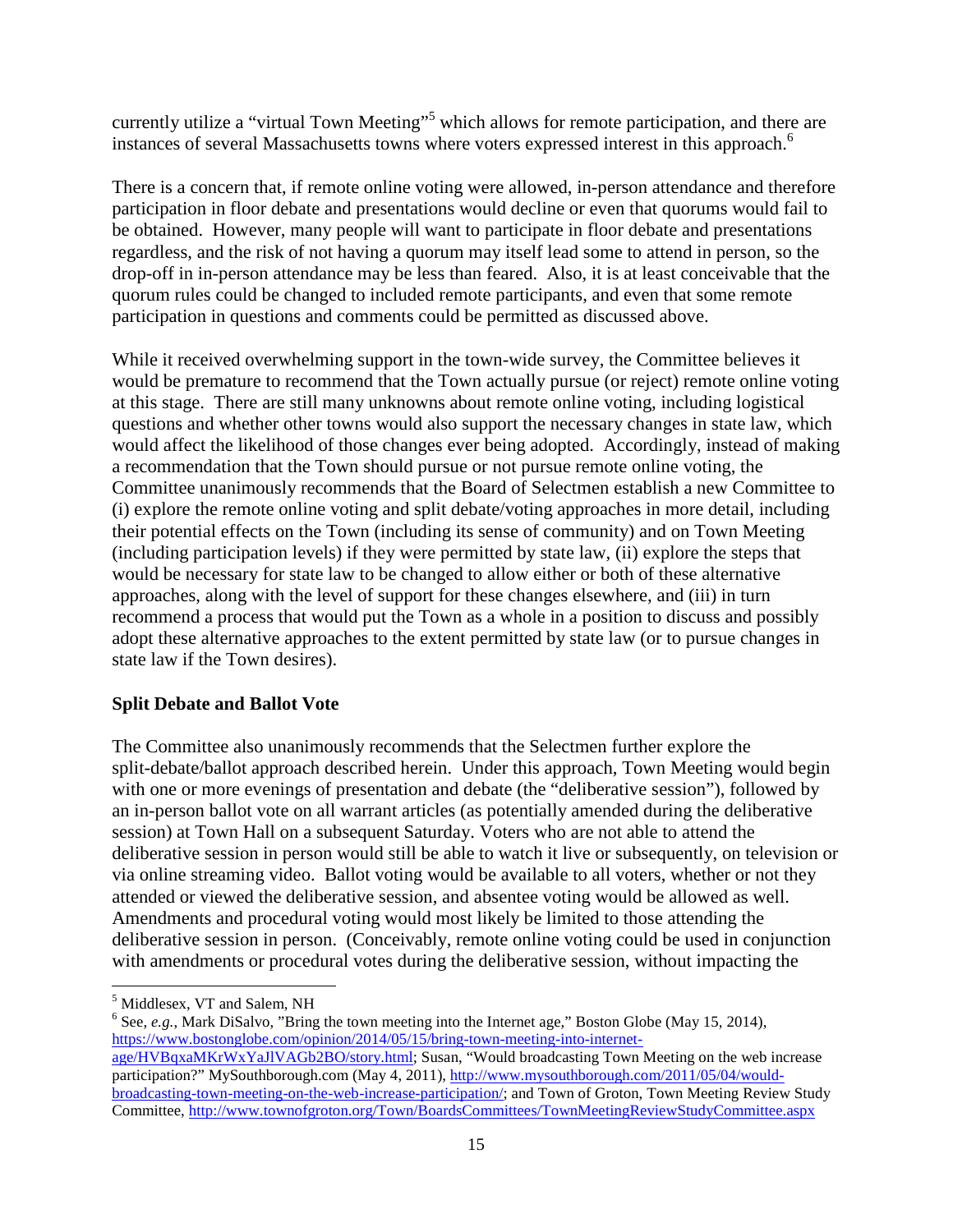currently utilize a "virtual Town Meeting"[5] which allows for remote participation, and there are instances of several Massachusetts towns where voters expressed interest in this approach.[6]

There is a concern that, if remote online voting were allowed, in-person attendance and therefore participation in floor debate and presentations would decline or even that quorums would fail to be obtained. However, many people will want to participate in floor debate and presentations regardless, and the risk of not having a quorum may itself lead some to attend in person, so the drop-off in in-person attendance may be less than feared. Also, it is at least conceivable that the quorum rules could be changed to included remote participants, and even that some remote participation in questions and comments could be permitted as discussed above.

While it received overwhelming support in the town-wide survey, the Committee believes it would be premature to recommend that the Town actually pursue (or reject) remote online voting at this stage. There are still many unknowns about remote online voting, including logistical questions and whether other towns would also support the necessary changes in state law, which would affect the likelihood of those changes ever being adopted. Accordingly, instead of making a recommendation that the Town should pursue or not pursue remote online voting, the Committee unanimously recommends that the Board of Selectmen establish a new Committee to (i) explore the remote online voting and split debate/voting approaches in more detail, including their potential effects on the Town (including its sense of community) and on Town Meeting (including participation levels) if they were permitted by state law, (ii) explore the steps that would be necessary for state law to be changed to allow either or both of these alternative approaches, along with the level of support for these changes elsewhere, and (iii) in turn recommend a process that would put the Town as a whole in a position to discuss and possibly adopt these alternative approaches to the extent permitted by state law (or to pursue changes in state law if the Town desires).

**Split Debate and Ballot Vote**

The Committee also unanimously recommends that the Selectmen further explore the split-debate/ballot approach described herein. Under this approach, Town Meeting would begin with one or more evenings of presentation and debate (the "deliberative session"), followed by an in-person ballot vote on all warrant articles (as potentially amended during the deliberative session) at Town Hall on a subsequent Saturday. Voters who are not able to attend the deliberative session in person would still be able to watch it live or subsequently, on television or via online streaming video. Ballot voting would be available to all voters, whether or not they attended or viewed the deliberative session, and absentee voting would be allowed as well. Amendments and procedural voting would most likely be limited to those attending the deliberative session in person. (Conceivably, remote online voting could be used in conjunction with amendments or procedural votes during the deliberative session, without impacting the

---

[5] Middlesex, VT and Salem, NH

[6] See, *e.g.*, Mark DiSalvo, "Bring the town meeting into the Internet age," Boston Globe (May 15, 2014), https://www.bostonglobe.com/opinion/2014/05/15/bring-town-meeting-into-internet-age/HVBqxaMKrWxYaJlVAGb2BO/story.html; Susan, "Would broadcasting Town Meeting on the web increase participation?" MySouthborough.com (May 4, 2011), http://www.mysouthborough.com/2011/05/04/would-broadcasting-town-meeting-on-the-web-increase-participation/; and Town of Groton, Town Meeting Review Study Committee, http://www.townofgroton.org/Town/BoardsCommittees/TownMeetingReviewStudyCommittee.aspx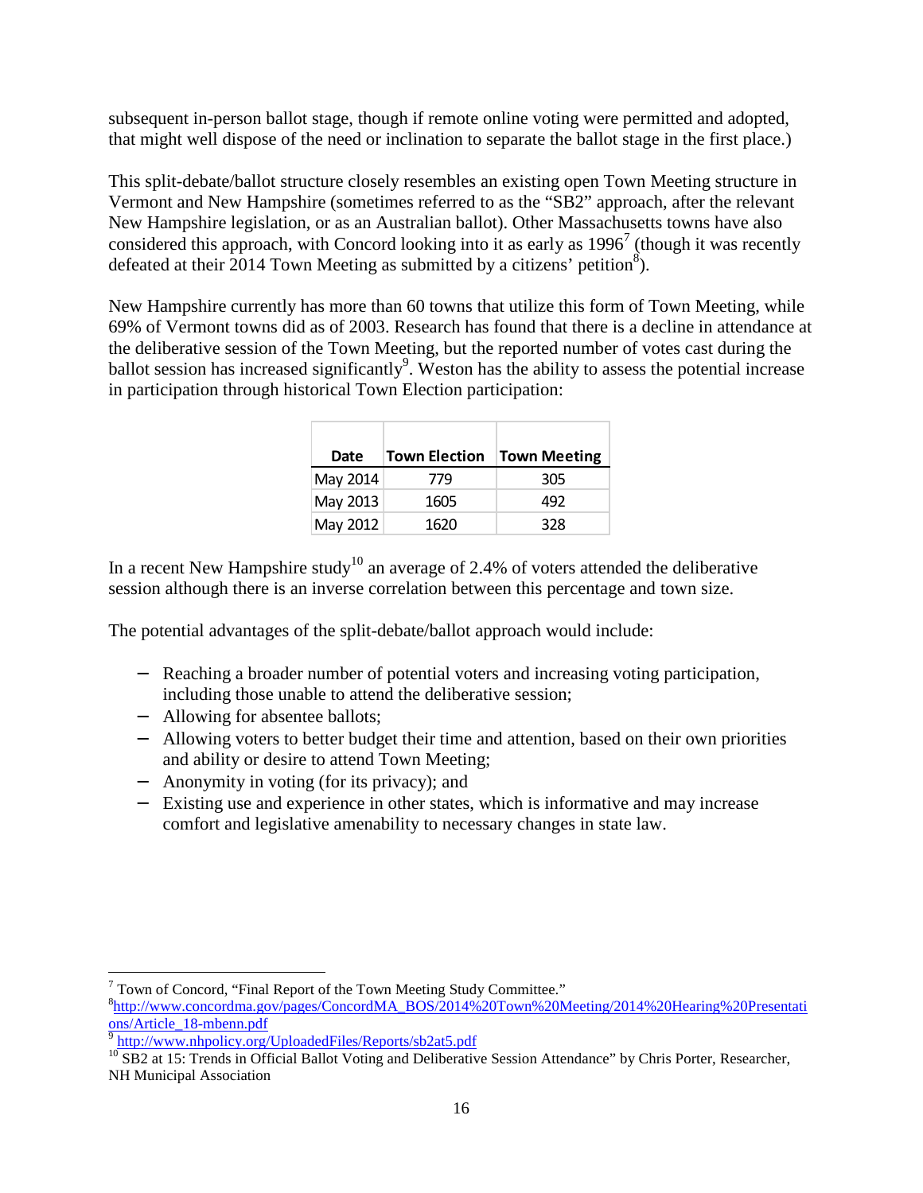subsequent in-person ballot stage, though if remote online voting were permitted and adopted, that might well dispose of the need or inclination to separate the ballot stage in the first place.)

This split-debate/ballot structure closely resembles an existing open Town Meeting structure in Vermont and New Hampshire (sometimes referred to as the "SB2" approach, after the relevant New Hampshire legislation, or as an Australian ballot). Other Massachusetts towns have also considered this approach, with Concord looking into it as early as 1996[7] (though it was recently defeated at their 2014 Town Meeting as submitted by a citizens' petition[8]).

New Hampshire currently has more than 60 towns that utilize this form of Town Meeting, while 69% of Vermont towns did as of 2003. Research has found that there is a decline in attendance at the deliberative session of the Town Meeting, but the reported number of votes cast during the ballot session has increased significantly[9]. Weston has the ability to assess the potential increase in participation through historical Town Election participation:

| Date | Town Election | Town Meeting |
|---|---|---|
| May 2014 | 779 | 305 |
| May 2013 | 1605 | 492 |
| May 2012 | 1620 | 328 |

In a recent New Hampshire study[10] an average of 2.4% of voters attended the deliberative session although there is an inverse correlation between this percentage and town size.

The potential advantages of the split-debate/ballot approach would include:

- Reaching a broader number of potential voters and increasing voting participation, including those unable to attend the deliberative session;
- Allowing for absentee ballots;
- Allowing voters to better budget their time and attention, based on their own priorities and ability or desire to attend Town Meeting;
- Anonymity in voting (for its privacy); and
- Existing use and experience in other states, which is informative and may increase comfort and legislative amenability to necessary changes in state law.

---

[7] Town of Concord, "Final Report of the Town Meeting Study Committee."

[8] http://www.concordma.gov/pages/ConcordMA_BOS/2014%20Town%20Meeting/2014%20Hearing%20Presentations/Article_18-mbenn.pdf

[9] http://www.nhpolicy.org/UploadedFiles/Reports/sb2at5.pdf

[10] SB2 at 15: Trends in Official Ballot Voting and Deliberative Session Attendance" by Chris Porter, Researcher, NH Municipal Association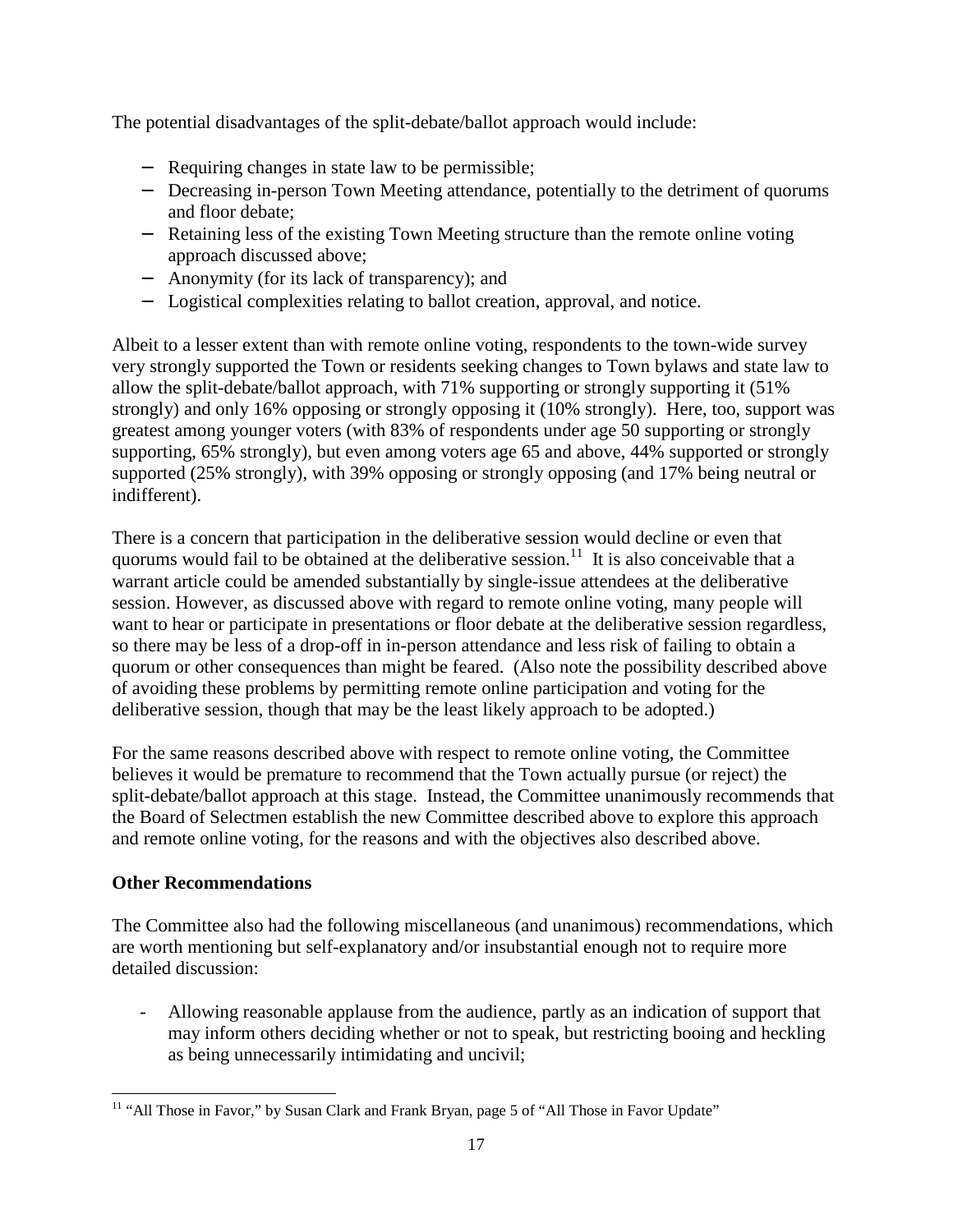The potential disadvantages of the split-debate/ballot approach would include:

- Requiring changes in state law to be permissible;
- Decreasing in-person Town Meeting attendance, potentially to the detriment of quorums and floor debate;
- Retaining less of the existing Town Meeting structure than the remote online voting approach discussed above;
- Anonymity (for its lack of transparency); and
- Logistical complexities relating to ballot creation, approval, and notice.

Albeit to a lesser extent than with remote online voting, respondents to the town-wide survey very strongly supported the Town or residents seeking changes to Town bylaws and state law to allow the split-debate/ballot approach, with 71% supporting or strongly supporting it (51% strongly) and only 16% opposing or strongly opposing it (10% strongly). Here, too, support was greatest among younger voters (with 83% of respondents under age 50 supporting or strongly supporting, 65% strongly), but even among voters age 65 and above, 44% supported or strongly supported (25% strongly), with 39% opposing or strongly opposing (and 17% being neutral or indifferent).

There is a concern that participation in the deliberative session would decline or even that quorums would fail to be obtained at the deliberative session.[11] It is also conceivable that a warrant article could be amended substantially by single-issue attendees at the deliberative session. However, as discussed above with regard to remote online voting, many people will want to hear or participate in presentations or floor debate at the deliberative session regardless, so there may be less of a drop-off in in-person attendance and less risk of failing to obtain a quorum or other consequences than might be feared. (Also note the possibility described above of avoiding these problems by permitting remote online participation and voting for the deliberative session, though that may be the least likely approach to be adopted.)

For the same reasons described above with respect to remote online voting, the Committee believes it would be premature to recommend that the Town actually pursue (or reject) the split-debate/ballot approach at this stage. Instead, the Committee unanimously recommends that the Board of Selectmen establish the new Committee described above to explore this approach and remote online voting, for the reasons and with the objectives also described above.

**Other Recommendations**

The Committee also had the following miscellaneous (and unanimous) recommendations, which are worth mentioning but self-explanatory and/or insubstantial enough not to require more detailed discussion:

- Allowing reasonable applause from the audience, partly as an indication of support that may inform others deciding whether or not to speak, but restricting booing and heckling as being unnecessarily intimidating and uncivil;

[11] "All Those in Favor," by Susan Clark and Frank Bryan, page 5 of "All Those in Favor Update"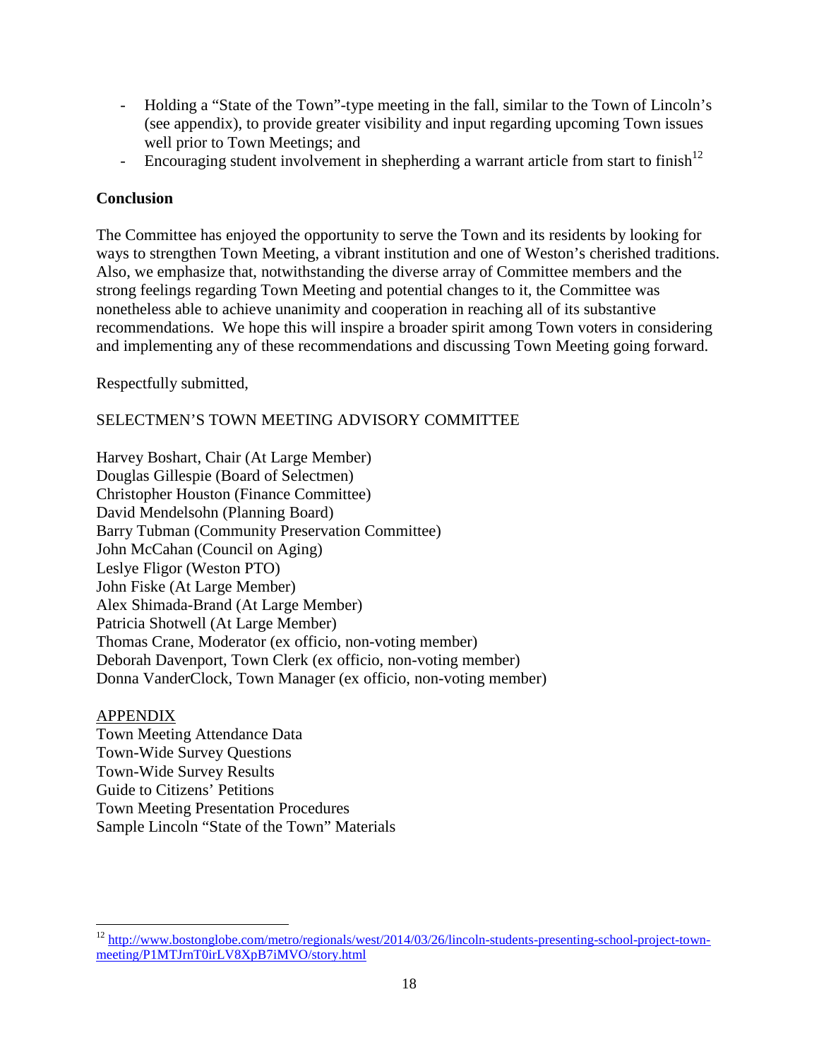- Holding a "State of the Town"-type meeting in the fall, similar to the Town of Lincoln's (see appendix), to provide greater visibility and input regarding upcoming Town issues well prior to Town Meetings; and
- Encouraging student involvement in shepherding a warrant article from start to finish[12]

**Conclusion**

The Committee has enjoyed the opportunity to serve the Town and its residents by looking for ways to strengthen Town Meeting, a vibrant institution and one of Weston's cherished traditions. Also, we emphasize that, notwithstanding the diverse array of Committee members and the strong feelings regarding Town Meeting and potential changes to it, the Committee was nonetheless able to achieve unanimity and cooperation in reaching all of its substantive recommendations. We hope this will inspire a broader spirit among Town voters in considering and implementing any of these recommendations and discussing Town Meeting going forward.

Respectfully submitted,

SELECTMEN'S TOWN MEETING ADVISORY COMMITTEE

Harvey Boshart, Chair (At Large Member)
Douglas Gillespie (Board of Selectmen)
Christopher Houston (Finance Committee)
David Mendelsohn (Planning Board)
Barry Tubman (Community Preservation Committee)
John McCahan (Council on Aging)
Leslye Fligor (Weston PTO)
John Fiske (At Large Member)
Alex Shimada-Brand (At Large Member)
Patricia Shotwell (At Large Member)
Thomas Crane, Moderator (ex officio, non-voting member)
Deborah Davenport, Town Clerk (ex officio, non-voting member)
Donna VanderClock, Town Manager (ex officio, non-voting member)

<u>APPENDIX</u>
Town Meeting Attendance Data
Town-Wide Survey Questions
Town-Wide Survey Results
Guide to Citizens' Petitions
Town Meeting Presentation Procedures
Sample Lincoln "State of the Town" Materials

---

[12] http://www.bostonglobe.com/metro/regionals/west/2014/03/26/lincoln-students-presenting-school-project-town-meeting/P1MTJrnT0irLV8XpB7iMVO/story.html